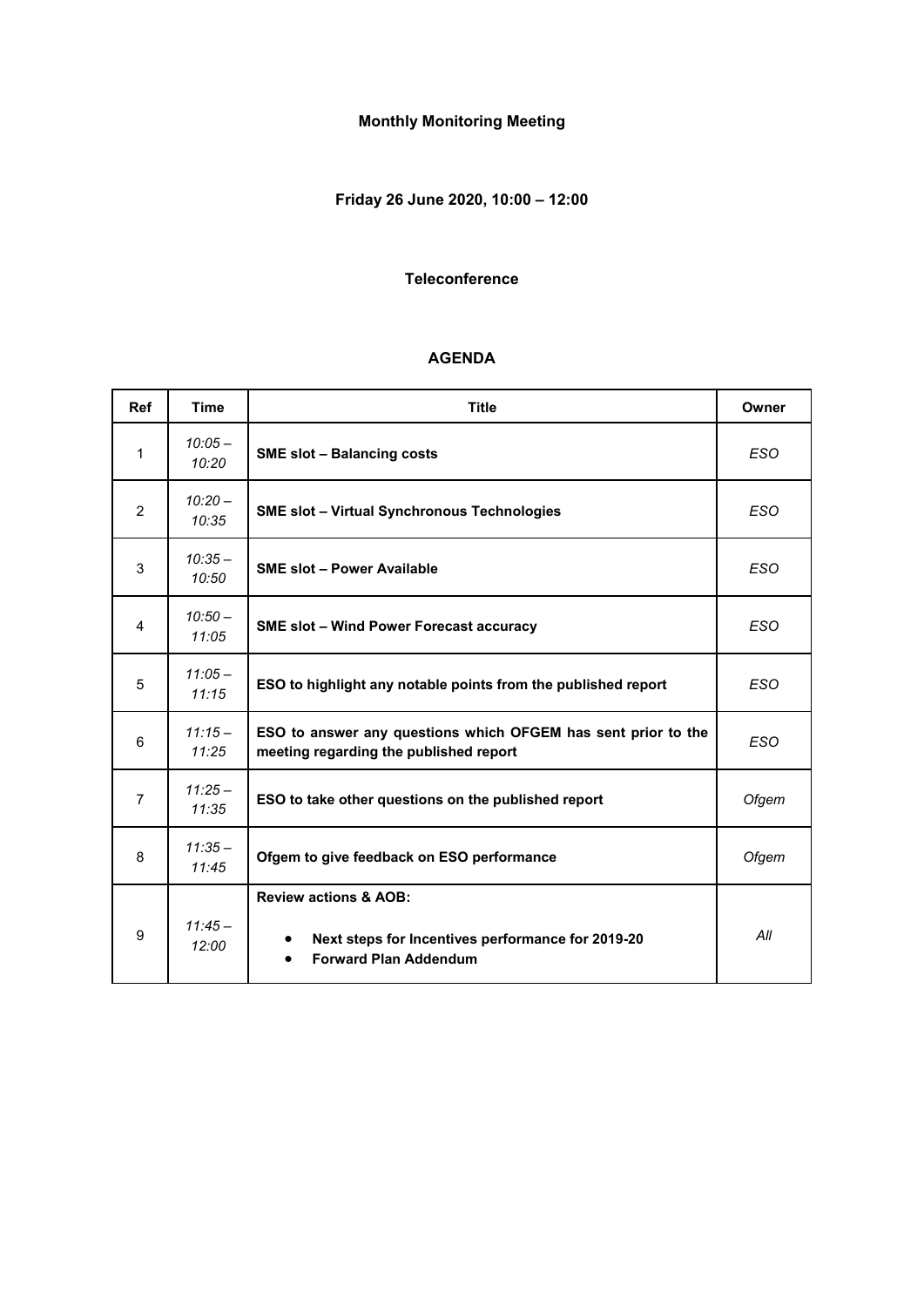**Monthly Monitoring Meeting**

**Friday 26 June 2020, 10:00 – 12:00**

**Teleconference**

**AGENDA**

| Ref | Time | Title | Owner |
|---|---|---|---|
| 1 | *10:05 – 10:20* | **SME slot – Balancing costs** | *ESO* |
| 2 | *10:20 – 10:35* | **SME slot – Virtual Synchronous Technologies** | *ESO* |
| 3 | *10:35 – 10:50* | **SME slot – Power Available** | *ESO* |
| 4 | *10:50 – 11:05* | **SME slot – Wind Power Forecast accuracy** | *ESO* |
| 5 | *11:05 – 11:15* | **ESO to highlight any notable points from the published report** | *ESO* |
| 6 | *11:15 – 11:25* | **ESO to answer any questions which OFGEM has sent prior to the meeting regarding the published report** | *ESO* |
| 7 | *11:25 – 11:35* | **ESO to take other questions on the published report** | *Ofgem* |
| 8 | *11:35 – 11:45* | **Ofgem to give feedback on ESO performance** | *Ofgem* |
| 9 | *11:45 – 12:00* | **Review actions & AOB:** <br>• **Next steps for Incentives performance for 2019-20** <br>• **Forward Plan Addendum** | *All* |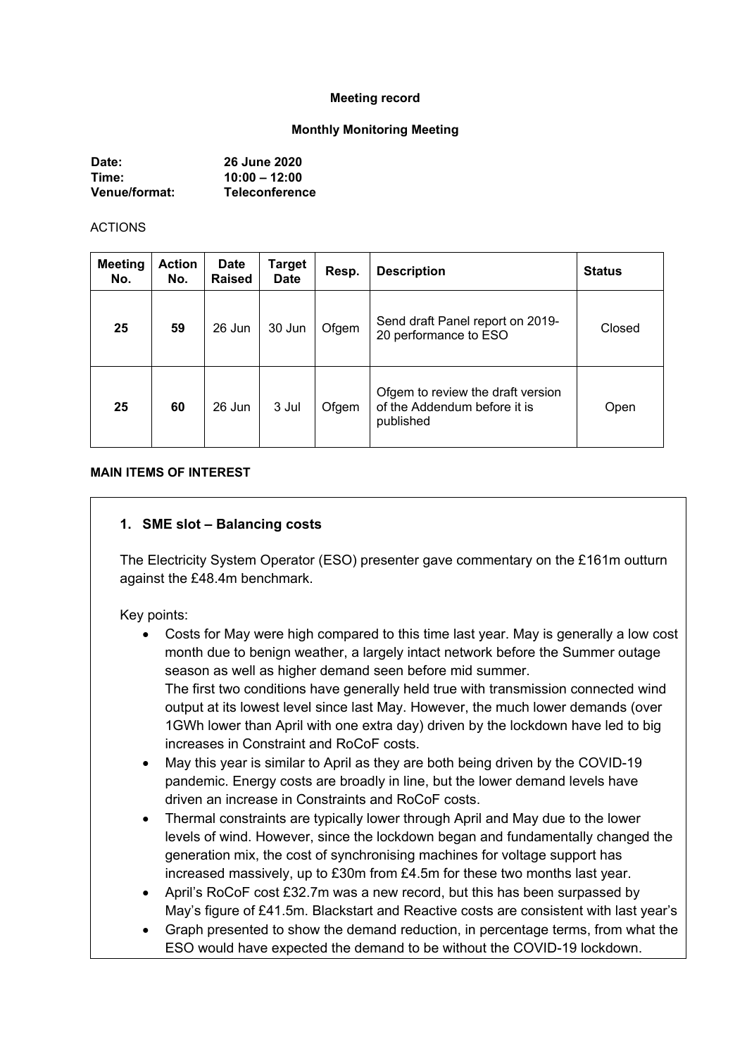**Meeting record**

**Monthly Monitoring Meeting**

**Date:** 26 June 2020
**Time:** 10:00 – 12:00
**Venue/format:** Teleconference

ACTIONS

| Meeting No. | Action No. | Date Raised | Target Date | Resp. | Description | Status |
|---|---|---|---|---|---|---|
| **25** | **59** | 26 Jun | 30 Jun | Ofgem | Send draft Panel report on 2019-20 performance to ESO | Closed |
| **25** | **60** | 26 Jun | 3 Jul | Ofgem | Ofgem to review the draft version of the Addendum before it is published | Open |

**MAIN ITEMS OF INTEREST**

### 1. SME slot – Balancing costs

The Electricity System Operator (ESO) presenter gave commentary on the £161m outturn against the £48.4m benchmark.

Key points:

- Costs for May were high compared to this time last year. May is generally a low cost month due to benign weather, a largely intact network before the Summer outage season as well as higher demand seen before mid summer.
  The first two conditions have generally held true with transmission connected wind output at its lowest level since last May. However, the much lower demands (over 1GWh lower than April with one extra day) driven by the lockdown have led to big increases in Constraint and RoCoF costs.
- May this year is similar to April as they are both being driven by the COVID-19 pandemic. Energy costs are broadly in line, but the lower demand levels have driven an increase in Constraints and RoCoF costs.
- Thermal constraints are typically lower through April and May due to the lower levels of wind. However, since the lockdown began and fundamentally changed the generation mix, the cost of synchronising machines for voltage support has increased massively, up to £30m from £4.5m for these two months last year.
- April's RoCoF cost £32.7m was a new record, but this has been surpassed by May's figure of £41.5m. Blackstart and Reactive costs are consistent with last year's
- Graph presented to show the demand reduction, in percentage terms, from what the ESO would have expected the demand to be without the COVID-19 lockdown.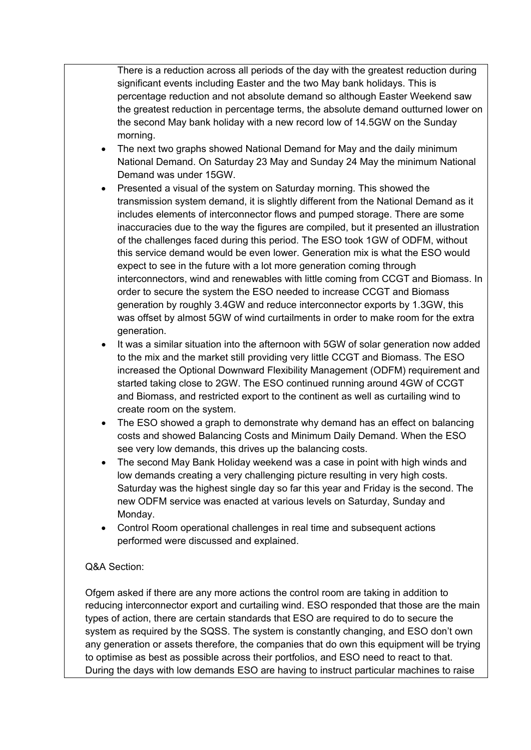There is a reduction across all periods of the day with the greatest reduction during significant events including Easter and the two May bank holidays. This is percentage reduction and not absolute demand so although Easter Weekend saw the greatest reduction in percentage terms, the absolute demand outturned lower on the second May bank holiday with a new record low of 14.5GW on the Sunday morning.

- The next two graphs showed National Demand for May and the daily minimum National Demand. On Saturday 23 May and Sunday 24 May the minimum National Demand was under 15GW.
- Presented a visual of the system on Saturday morning. This showed the transmission system demand, it is slightly different from the National Demand as it includes elements of interconnector flows and pumped storage. There are some inaccuracies due to the way the figures are compiled, but it presented an illustration of the challenges faced during this period. The ESO took 1GW of ODFM, without this service demand would be even lower. Generation mix is what the ESO would expect to see in the future with a lot more generation coming through interconnectors, wind and renewables with little coming from CCGT and Biomass. In order to secure the system the ESO needed to increase CCGT and Biomass generation by roughly 3.4GW and reduce interconnector exports by 1.3GW, this was offset by almost 5GW of wind curtailments in order to make room for the extra generation.
- It was a similar situation into the afternoon with 5GW of solar generation now added to the mix and the market still providing very little CCGT and Biomass. The ESO increased the Optional Downward Flexibility Management (ODFM) requirement and started taking close to 2GW. The ESO continued running around 4GW of CCGT and Biomass, and restricted export to the continent as well as curtailing wind to create room on the system.
- The ESO showed a graph to demonstrate why demand has an effect on balancing costs and showed Balancing Costs and Minimum Daily Demand. When the ESO see very low demands, this drives up the balancing costs.
- The second May Bank Holiday weekend was a case in point with high winds and low demands creating a very challenging picture resulting in very high costs. Saturday was the highest single day so far this year and Friday is the second. The new ODFM service was enacted at various levels on Saturday, Sunday and Monday.
- Control Room operational challenges in real time and subsequent actions performed were discussed and explained.

Q&A Section:

Ofgem asked if there are any more actions the control room are taking in addition to reducing interconnector export and curtailing wind. ESO responded that those are the main types of action, there are certain standards that ESO are required to do to secure the system as required by the SQSS. The system is constantly changing, and ESO don't own any generation or assets therefore, the companies that do own this equipment will be trying to optimise as best as possible across their portfolios, and ESO need to react to that. During the days with low demands ESO are having to instruct particular machines to raise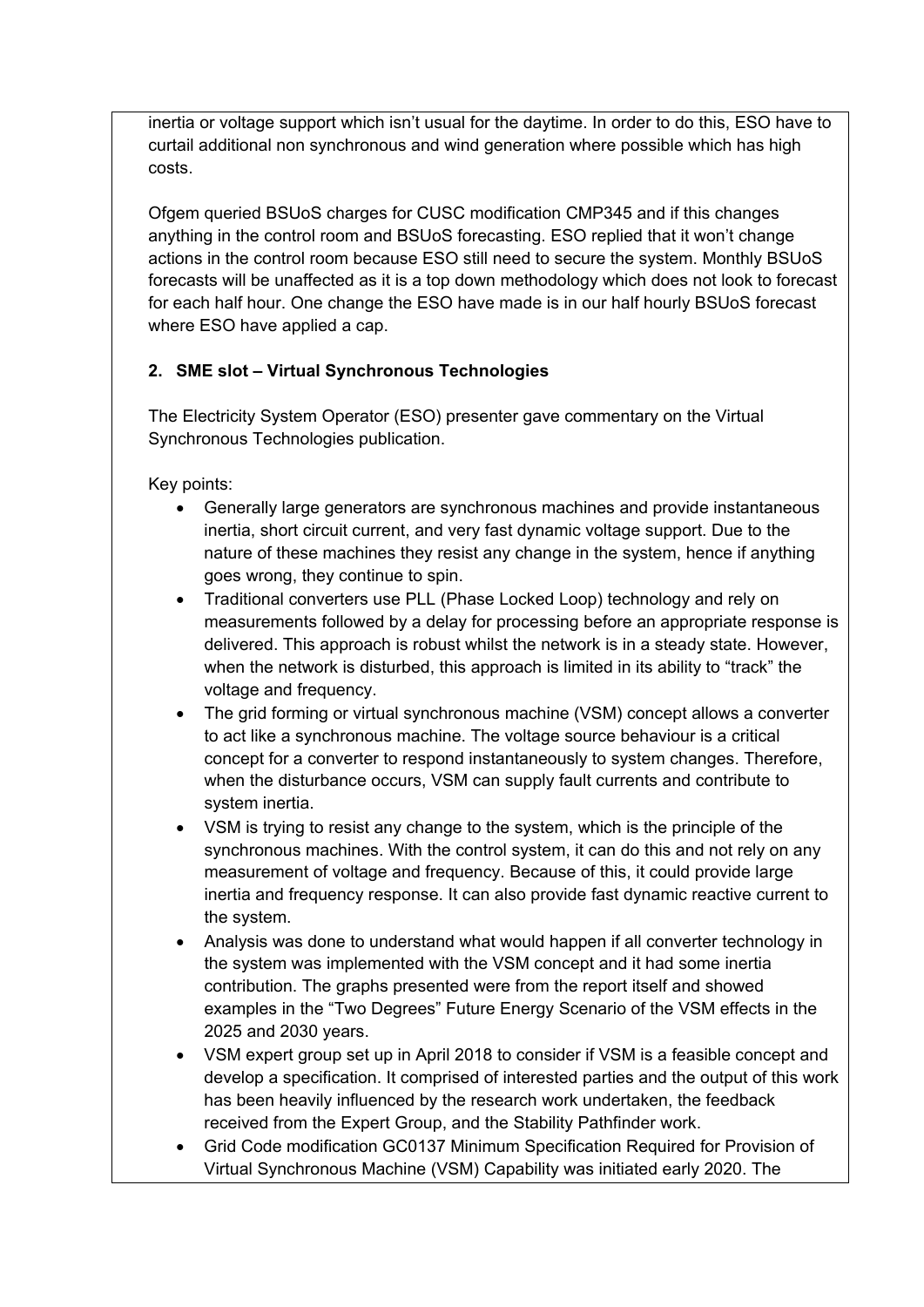inertia or voltage support which isn't usual for the daytime. In order to do this, ESO have to curtail additional non synchronous and wind generation where possible which has high costs.

Ofgem queried BSUoS charges for CUSC modification CMP345 and if this changes anything in the control room and BSUoS forecasting. ESO replied that it won't change actions in the control room because ESO still need to secure the system. Monthly BSUoS forecasts will be unaffected as it is a top down methodology which does not look to forecast for each half hour. One change the ESO have made is in our half hourly BSUoS forecast where ESO have applied a cap.

## 2. SME slot – Virtual Synchronous Technologies

The Electricity System Operator (ESO) presenter gave commentary on the Virtual Synchronous Technologies publication.

Key points:

- Generally large generators are synchronous machines and provide instantaneous inertia, short circuit current, and very fast dynamic voltage support. Due to the nature of these machines they resist any change in the system, hence if anything goes wrong, they continue to spin.
- Traditional converters use PLL (Phase Locked Loop) technology and rely on measurements followed by a delay for processing before an appropriate response is delivered. This approach is robust whilst the network is in a steady state. However, when the network is disturbed, this approach is limited in its ability to "track" the voltage and frequency.
- The grid forming or virtual synchronous machine (VSM) concept allows a converter to act like a synchronous machine. The voltage source behaviour is a critical concept for a converter to respond instantaneously to system changes. Therefore, when the disturbance occurs, VSM can supply fault currents and contribute to system inertia.
- VSM is trying to resist any change to the system, which is the principle of the synchronous machines. With the control system, it can do this and not rely on any measurement of voltage and frequency. Because of this, it could provide large inertia and frequency response. It can also provide fast dynamic reactive current to the system.
- Analysis was done to understand what would happen if all converter technology in the system was implemented with the VSM concept and it had some inertia contribution. The graphs presented were from the report itself and showed examples in the "Two Degrees" Future Energy Scenario of the VSM effects in the 2025 and 2030 years.
- VSM expert group set up in April 2018 to consider if VSM is a feasible concept and develop a specification. It comprised of interested parties and the output of this work has been heavily influenced by the research work undertaken, the feedback received from the Expert Group, and the Stability Pathfinder work.
- Grid Code modification GC0137 Minimum Specification Required for Provision of Virtual Synchronous Machine (VSM) Capability was initiated early 2020. The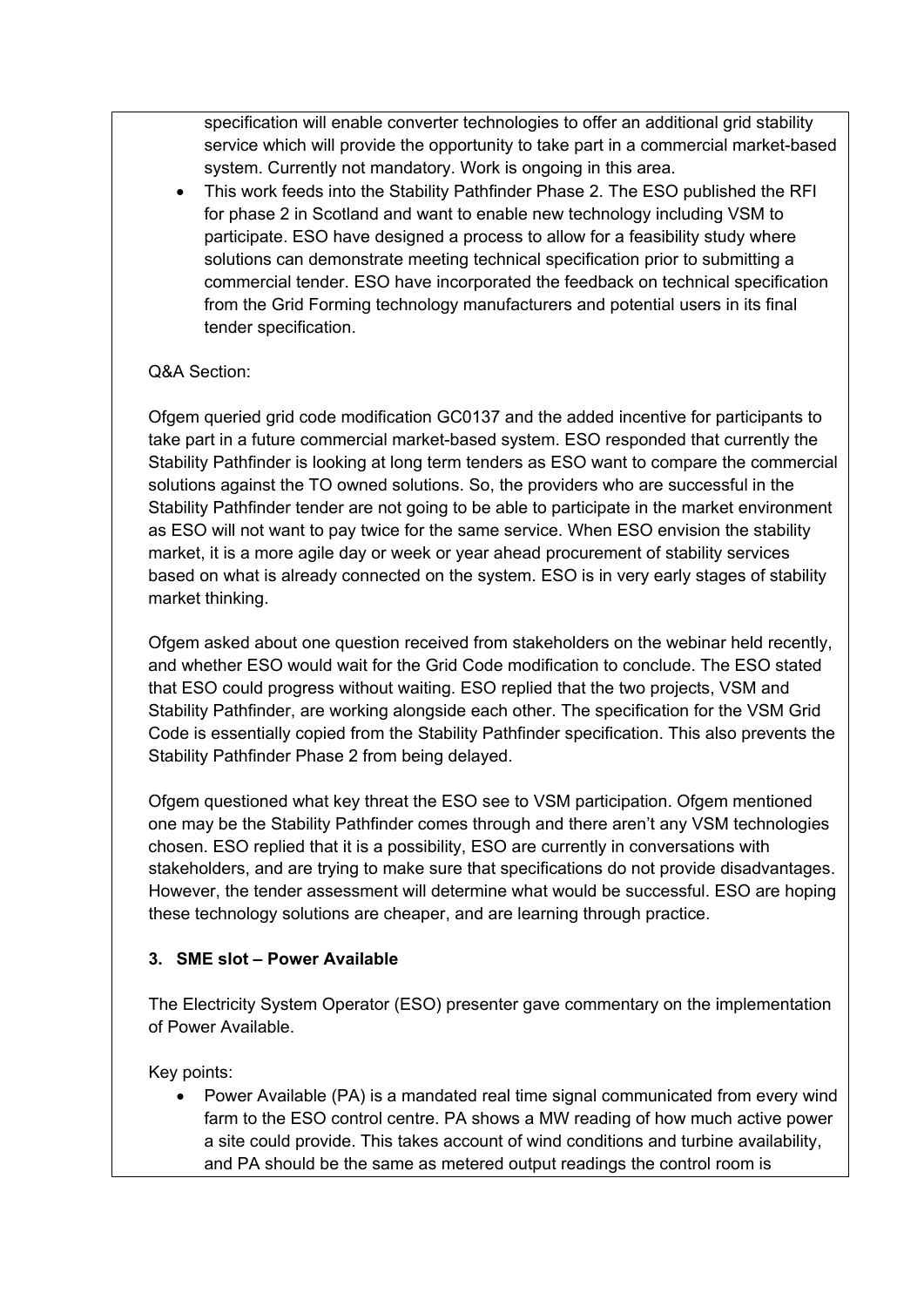specification will enable converter technologies to offer an additional grid stability service which will provide the opportunity to take part in a commercial market-based system. Currently not mandatory. Work is ongoing in this area.

- This work feeds into the Stability Pathfinder Phase 2. The ESO published the RFI for phase 2 in Scotland and want to enable new technology including VSM to participate. ESO have designed a process to allow for a feasibility study where solutions can demonstrate meeting technical specification prior to submitting a commercial tender. ESO have incorporated the feedback on technical specification from the Grid Forming technology manufacturers and potential users in its final tender specification.

Q&A Section:

Ofgem queried grid code modification GC0137 and the added incentive for participants to take part in a future commercial market-based system. ESO responded that currently the Stability Pathfinder is looking at long term tenders as ESO want to compare the commercial solutions against the TO owned solutions. So, the providers who are successful in the Stability Pathfinder tender are not going to be able to participate in the market environment as ESO will not want to pay twice for the same service. When ESO envision the stability market, it is a more agile day or week or year ahead procurement of stability services based on what is already connected on the system. ESO is in very early stages of stability market thinking.

Ofgem asked about one question received from stakeholders on the webinar held recently, and whether ESO would wait for the Grid Code modification to conclude. The ESO stated that ESO could progress without waiting. ESO replied that the two projects, VSM and Stability Pathfinder, are working alongside each other. The specification for the VSM Grid Code is essentially copied from the Stability Pathfinder specification. This also prevents the Stability Pathfinder Phase 2 from being delayed.

Ofgem questioned what key threat the ESO see to VSM participation. Ofgem mentioned one may be the Stability Pathfinder comes through and there aren't any VSM technologies chosen. ESO replied that it is a possibility, ESO are currently in conversations with stakeholders, and are trying to make sure that specifications do not provide disadvantages. However, the tender assessment will determine what would be successful. ESO are hoping these technology solutions are cheaper, and are learning through practice.

**3. SME slot – Power Available**

The Electricity System Operator (ESO) presenter gave commentary on the implementation of Power Available.

Key points:

- Power Available (PA) is a mandated real time signal communicated from every wind farm to the ESO control centre. PA shows a MW reading of how much active power a site could provide. This takes account of wind conditions and turbine availability, and PA should be the same as metered output readings the control room is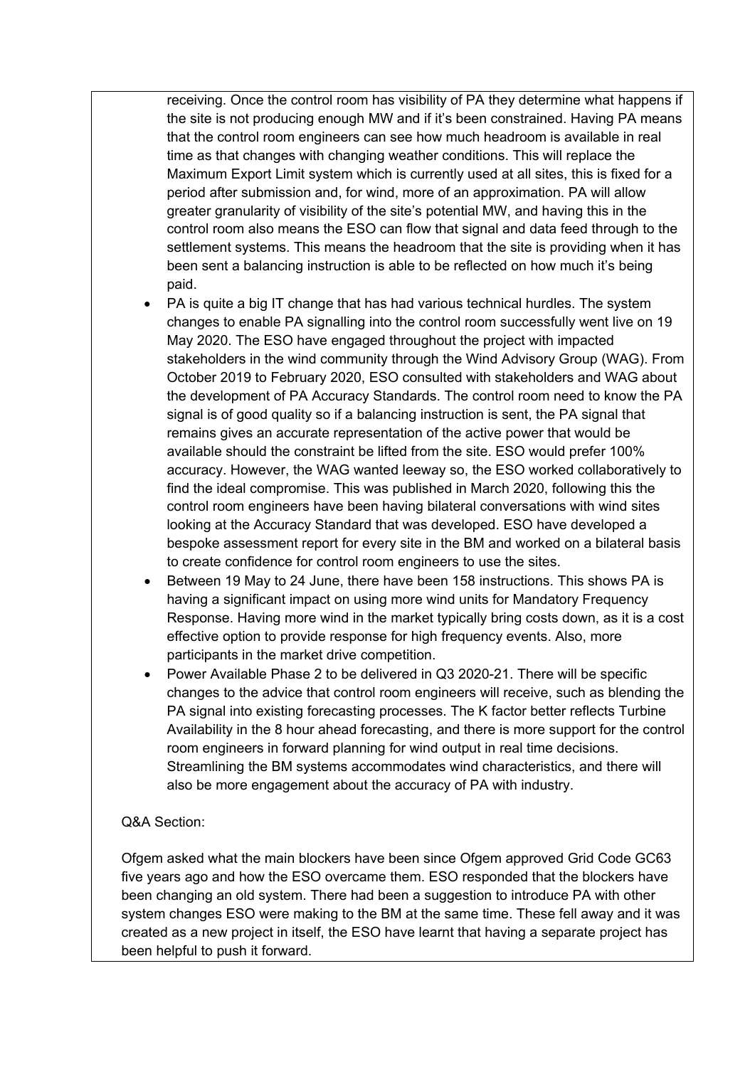receiving. Once the control room has visibility of PA they determine what happens if the site is not producing enough MW and if it's been constrained. Having PA means that the control room engineers can see how much headroom is available in real time as that changes with changing weather conditions. This will replace the Maximum Export Limit system which is currently used at all sites, this is fixed for a period after submission and, for wind, more of an approximation. PA will allow greater granularity of visibility of the site's potential MW, and having this in the control room also means the ESO can flow that signal and data feed through to the settlement systems. This means the headroom that the site is providing when it has been sent a balancing instruction is able to be reflected on how much it's being paid.

- PA is quite a big IT change that has had various technical hurdles. The system changes to enable PA signalling into the control room successfully went live on 19 May 2020. The ESO have engaged throughout the project with impacted stakeholders in the wind community through the Wind Advisory Group (WAG). From October 2019 to February 2020, ESO consulted with stakeholders and WAG about the development of PA Accuracy Standards. The control room need to know the PA signal is of good quality so if a balancing instruction is sent, the PA signal that remains gives an accurate representation of the active power that would be available should the constraint be lifted from the site. ESO would prefer 100% accuracy. However, the WAG wanted leeway so, the ESO worked collaboratively to find the ideal compromise. This was published in March 2020, following this the control room engineers have been having bilateral conversations with wind sites looking at the Accuracy Standard that was developed. ESO have developed a bespoke assessment report for every site in the BM and worked on a bilateral basis to create confidence for control room engineers to use the sites.
- Between 19 May to 24 June, there have been 158 instructions. This shows PA is having a significant impact on using more wind units for Mandatory Frequency Response. Having more wind in the market typically bring costs down, as it is a cost effective option to provide response for high frequency events. Also, more participants in the market drive competition.
- Power Available Phase 2 to be delivered in Q3 2020-21. There will be specific changes to the advice that control room engineers will receive, such as blending the PA signal into existing forecasting processes. The K factor better reflects Turbine Availability in the 8 hour ahead forecasting, and there is more support for the control room engineers in forward planning for wind output in real time decisions. Streamlining the BM systems accommodates wind characteristics, and there will also be more engagement about the accuracy of PA with industry.

Q&A Section:

Ofgem asked what the main blockers have been since Ofgem approved Grid Code GC63 five years ago and how the ESO overcame them. ESO responded that the blockers have been changing an old system. There had been a suggestion to introduce PA with other system changes ESO were making to the BM at the same time. These fell away and it was created as a new project in itself, the ESO have learnt that having a separate project has been helpful to push it forward.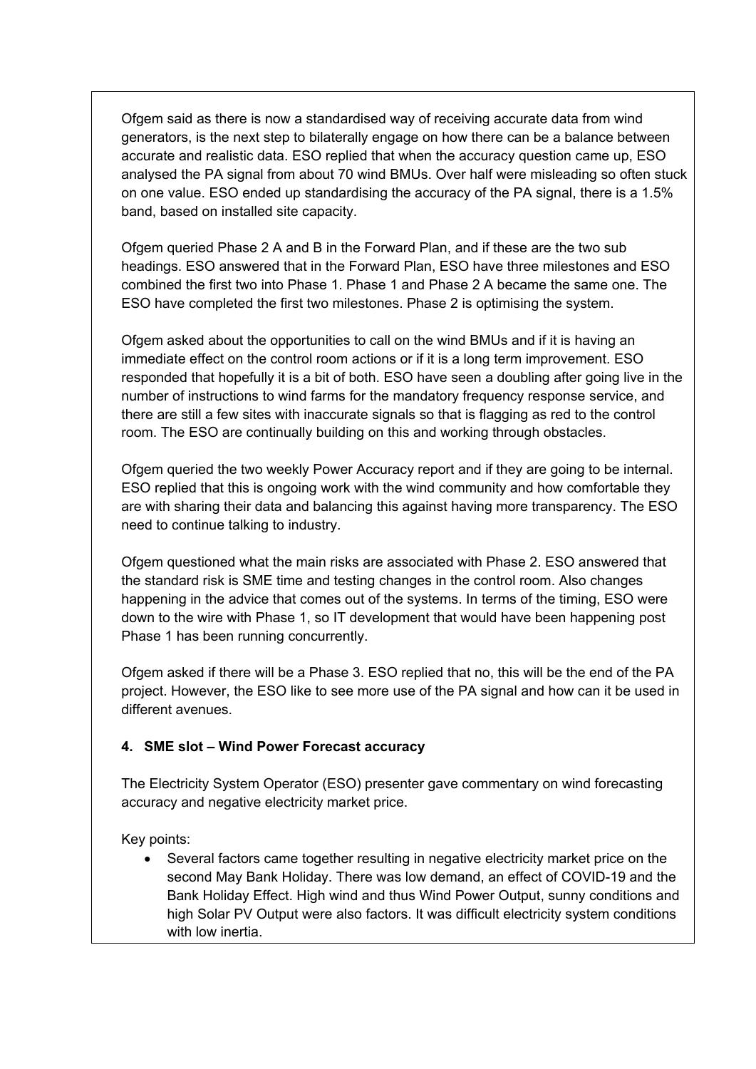Ofgem said as there is now a standardised way of receiving accurate data from wind generators, is the next step to bilaterally engage on how there can be a balance between accurate and realistic data. ESO replied that when the accuracy question came up, ESO analysed the PA signal from about 70 wind BMUs. Over half were misleading so often stuck on one value. ESO ended up standardising the accuracy of the PA signal, there is a 1.5% band, based on installed site capacity.

Ofgem queried Phase 2 A and B in the Forward Plan, and if these are the two sub headings. ESO answered that in the Forward Plan, ESO have three milestones and ESO combined the first two into Phase 1. Phase 1 and Phase 2 A became the same one. The ESO have completed the first two milestones. Phase 2 is optimising the system.

Ofgem asked about the opportunities to call on the wind BMUs and if it is having an immediate effect on the control room actions or if it is a long term improvement. ESO responded that hopefully it is a bit of both. ESO have seen a doubling after going live in the number of instructions to wind farms for the mandatory frequency response service, and there are still a few sites with inaccurate signals so that is flagging as red to the control room. The ESO are continually building on this and working through obstacles.

Ofgem queried the two weekly Power Accuracy report and if they are going to be internal. ESO replied that this is ongoing work with the wind community and how comfortable they are with sharing their data and balancing this against having more transparency. The ESO need to continue talking to industry.

Ofgem questioned what the main risks are associated with Phase 2. ESO answered that the standard risk is SME time and testing changes in the control room. Also changes happening in the advice that comes out of the systems. In terms of the timing, ESO were down to the wire with Phase 1, so IT development that would have been happening post Phase 1 has been running concurrently.

Ofgem asked if there will be a Phase 3. ESO replied that no, this will be the end of the PA project. However, the ESO like to see more use of the PA signal and how can it be used in different avenues.

**4. SME slot – Wind Power Forecast accuracy**

The Electricity System Operator (ESO) presenter gave commentary on wind forecasting accuracy and negative electricity market price.

Key points:

- Several factors came together resulting in negative electricity market price on the second May Bank Holiday. There was low demand, an effect of COVID-19 and the Bank Holiday Effect. High wind and thus Wind Power Output, sunny conditions and high Solar PV Output were also factors. It was difficult electricity system conditions with low inertia.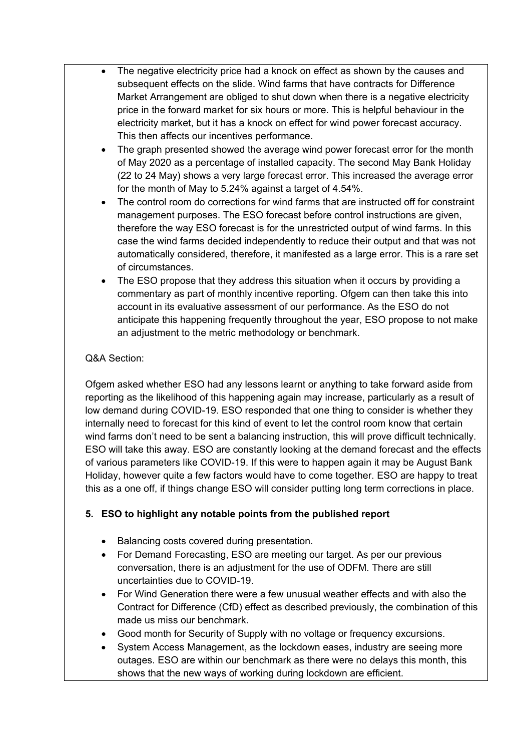- The negative electricity price had a knock on effect as shown by the causes and subsequent effects on the slide. Wind farms that have contracts for Difference Market Arrangement are obliged to shut down when there is a negative electricity price in the forward market for six hours or more. This is helpful behaviour in the electricity market, but it has a knock on effect for wind power forecast accuracy. This then affects our incentives performance.
- The graph presented showed the average wind power forecast error for the month of May 2020 as a percentage of installed capacity. The second May Bank Holiday (22 to 24 May) shows a very large forecast error. This increased the average error for the month of May to 5.24% against a target of 4.54%.
- The control room do corrections for wind farms that are instructed off for constraint management purposes. The ESO forecast before control instructions are given, therefore the way ESO forecast is for the unrestricted output of wind farms. In this case the wind farms decided independently to reduce their output and that was not automatically considered, therefore, it manifested as a large error. This is a rare set of circumstances.
- The ESO propose that they address this situation when it occurs by providing a commentary as part of monthly incentive reporting. Ofgem can then take this into account in its evaluative assessment of our performance. As the ESO do not anticipate this happening frequently throughout the year, ESO propose to not make an adjustment to the metric methodology or benchmark.

Q&A Section:

Ofgem asked whether ESO had any lessons learnt or anything to take forward aside from reporting as the likelihood of this happening again may increase, particularly as a result of low demand during COVID-19. ESO responded that one thing to consider is whether they internally need to forecast for this kind of event to let the control room know that certain wind farms don't need to be sent a balancing instruction, this will prove difficult technically. ESO will take this away. ESO are constantly looking at the demand forecast and the effects of various parameters like COVID-19. If this were to happen again it may be August Bank Holiday, however quite a few factors would have to come together. ESO are happy to treat this as a one off, if things change ESO will consider putting long term corrections in place.

**5. ESO to highlight any notable points from the published report**

- Balancing costs covered during presentation.
- For Demand Forecasting, ESO are meeting our target. As per our previous conversation, there is an adjustment for the use of ODFM. There are still uncertainties due to COVID-19.
- For Wind Generation there were a few unusual weather effects and with also the Contract for Difference (CfD) effect as described previously, the combination of this made us miss our benchmark.
- Good month for Security of Supply with no voltage or frequency excursions.
- System Access Management, as the lockdown eases, industry are seeing more outages. ESO are within our benchmark as there were no delays this month, this shows that the new ways of working during lockdown are efficient.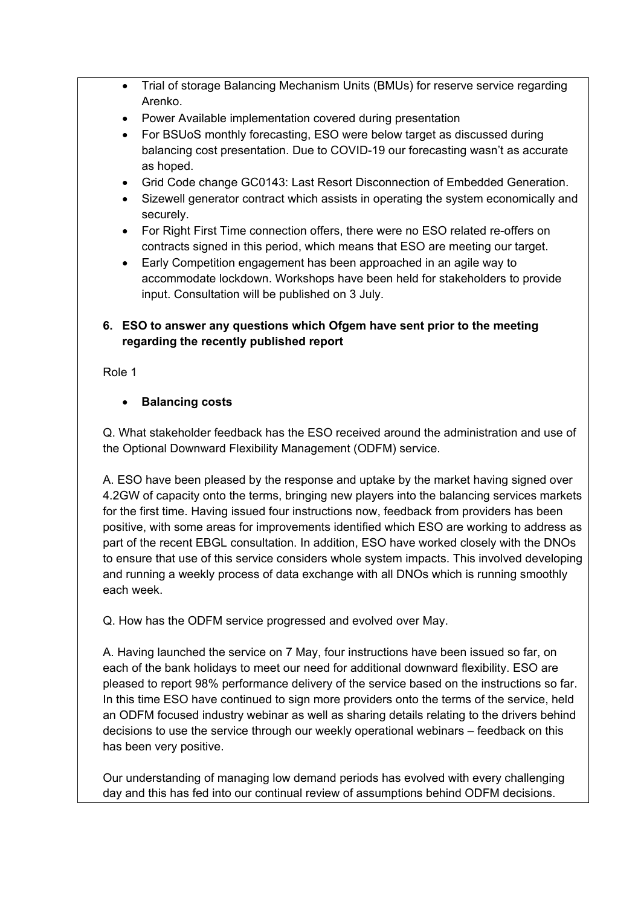- Trial of storage Balancing Mechanism Units (BMUs) for reserve service regarding Arenko.
- Power Available implementation covered during presentation
- For BSUoS monthly forecasting, ESO were below target as discussed during balancing cost presentation. Due to COVID-19 our forecasting wasn't as accurate as hoped.
- Grid Code change GC0143: Last Resort Disconnection of Embedded Generation.
- Sizewell generator contract which assists in operating the system economically and securely.
- For Right First Time connection offers, there were no ESO related re-offers on contracts signed in this period, which means that ESO are meeting our target.
- Early Competition engagement has been approached in an agile way to accommodate lockdown. Workshops have been held for stakeholders to provide input. Consultation will be published on 3 July.

**6. ESO to answer any questions which Ofgem have sent prior to the meeting regarding the recently published report**

Role 1

- **Balancing costs**

Q. What stakeholder feedback has the ESO received around the administration and use of the Optional Downward Flexibility Management (ODFM) service.

A. ESO have been pleased by the response and uptake by the market having signed over 4.2GW of capacity onto the terms, bringing new players into the balancing services markets for the first time. Having issued four instructions now, feedback from providers has been positive, with some areas for improvements identified which ESO are working to address as part of the recent EBGL consultation. In addition, ESO have worked closely with the DNOs to ensure that use of this service considers whole system impacts. This involved developing and running a weekly process of data exchange with all DNOs which is running smoothly each week.

Q. How has the ODFM service progressed and evolved over May.

A. Having launched the service on 7 May, four instructions have been issued so far, on each of the bank holidays to meet our need for additional downward flexibility. ESO are pleased to report 98% performance delivery of the service based on the instructions so far. In this time ESO have continued to sign more providers onto the terms of the service, held an ODFM focused industry webinar as well as sharing details relating to the drivers behind decisions to use the service through our weekly operational webinars – feedback on this has been very positive.

Our understanding of managing low demand periods has evolved with every challenging day and this has fed into our continual review of assumptions behind ODFM decisions.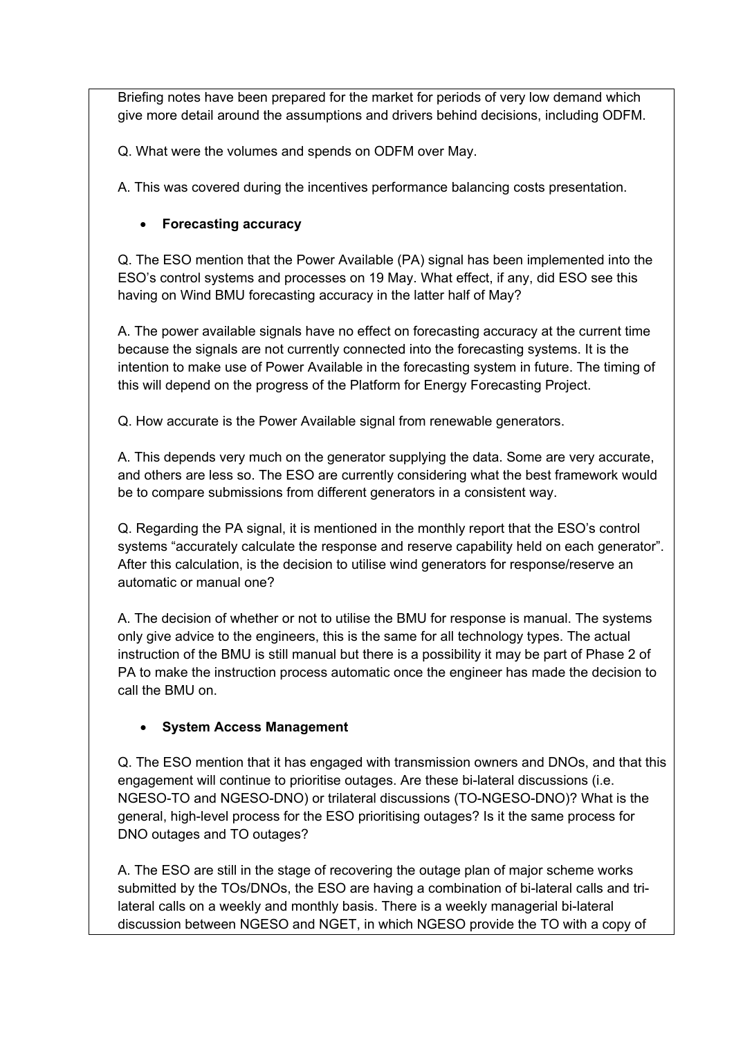Briefing notes have been prepared for the market for periods of very low demand which give more detail around the assumptions and drivers behind decisions, including ODFM.

Q. What were the volumes and spends on ODFM over May.

A. This was covered during the incentives performance balancing costs presentation.

- **Forecasting accuracy**

Q. The ESO mention that the Power Available (PA) signal has been implemented into the ESO's control systems and processes on 19 May. What effect, if any, did ESO see this having on Wind BMU forecasting accuracy in the latter half of May?

A. The power available signals have no effect on forecasting accuracy at the current time because the signals are not currently connected into the forecasting systems. It is the intention to make use of Power Available in the forecasting system in future. The timing of this will depend on the progress of the Platform for Energy Forecasting Project.

Q. How accurate is the Power Available signal from renewable generators.

A. This depends very much on the generator supplying the data. Some are very accurate, and others are less so. The ESO are currently considering what the best framework would be to compare submissions from different generators in a consistent way.

Q. Regarding the PA signal, it is mentioned in the monthly report that the ESO's control systems "accurately calculate the response and reserve capability held on each generator". After this calculation, is the decision to utilise wind generators for response/reserve an automatic or manual one?

A. The decision of whether or not to utilise the BMU for response is manual. The systems only give advice to the engineers, this is the same for all technology types. The actual instruction of the BMU is still manual but there is a possibility it may be part of Phase 2 of PA to make the instruction process automatic once the engineer has made the decision to call the BMU on.

- **System Access Management**

Q. The ESO mention that it has engaged with transmission owners and DNOs, and that this engagement will continue to prioritise outages. Are these bi-lateral discussions (i.e. NGESO-TO and NGESO-DNO) or trilateral discussions (TO-NGESO-DNO)? What is the general, high-level process for the ESO prioritising outages? Is it the same process for DNO outages and TO outages?

A. The ESO are still in the stage of recovering the outage plan of major scheme works submitted by the TOs/DNOs, the ESO are having a combination of bi-lateral calls and tri-lateral calls on a weekly and monthly basis. There is a weekly managerial bi-lateral discussion between NGESO and NGET, in which NGESO provide the TO with a copy of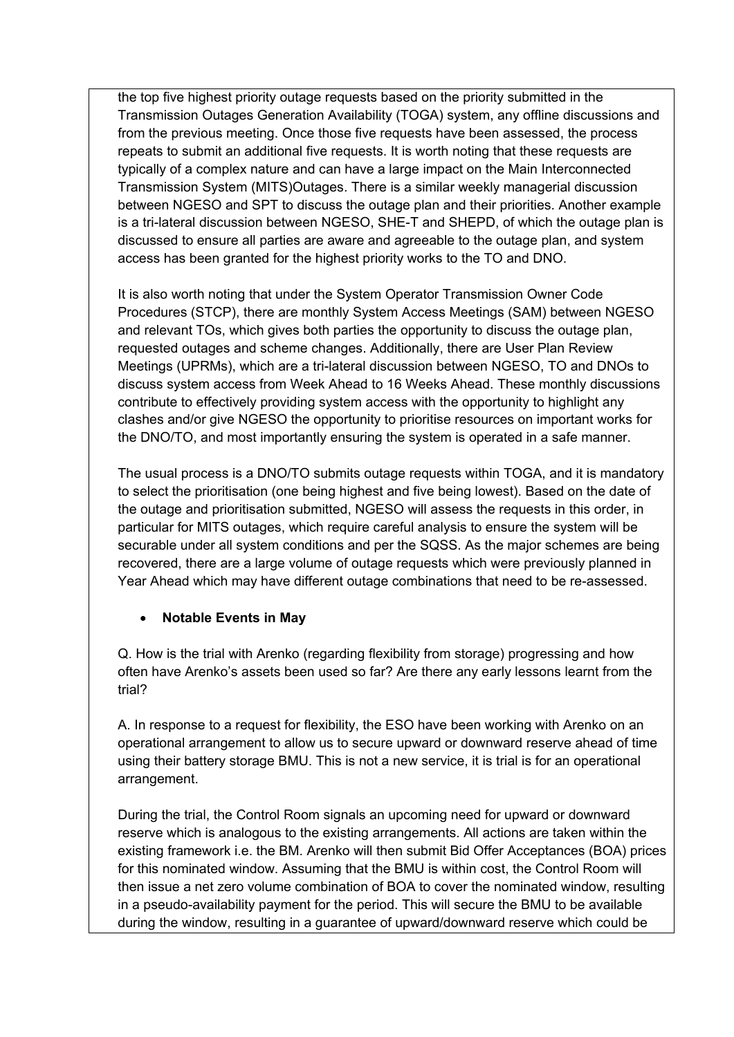the top five highest priority outage requests based on the priority submitted in the Transmission Outages Generation Availability (TOGA) system, any offline discussions and from the previous meeting. Once those five requests have been assessed, the process repeats to submit an additional five requests. It is worth noting that these requests are typically of a complex nature and can have a large impact on the Main Interconnected Transmission System (MITS)Outages. There is a similar weekly managerial discussion between NGESO and SPT to discuss the outage plan and their priorities. Another example is a tri-lateral discussion between NGESO, SHE-T and SHEPD, of which the outage plan is discussed to ensure all parties are aware and agreeable to the outage plan, and system access has been granted for the highest priority works to the TO and DNO.

It is also worth noting that under the System Operator Transmission Owner Code Procedures (STCP), there are monthly System Access Meetings (SAM) between NGESO and relevant TOs, which gives both parties the opportunity to discuss the outage plan, requested outages and scheme changes. Additionally, there are User Plan Review Meetings (UPRMs), which are a tri-lateral discussion between NGESO, TO and DNOs to discuss system access from Week Ahead to 16 Weeks Ahead. These monthly discussions contribute to effectively providing system access with the opportunity to highlight any clashes and/or give NGESO the opportunity to prioritise resources on important works for the DNO/TO, and most importantly ensuring the system is operated in a safe manner.

The usual process is a DNO/TO submits outage requests within TOGA, and it is mandatory to select the prioritisation (one being highest and five being lowest). Based on the date of the outage and prioritisation submitted, NGESO will assess the requests in this order, in particular for MITS outages, which require careful analysis to ensure the system will be securable under all system conditions and per the SQSS. As the major schemes are being recovered, there are a large volume of outage requests which were previously planned in Year Ahead which may have different outage combinations that need to be re-assessed.

- **Notable Events in May**

Q. How is the trial with Arenko (regarding flexibility from storage) progressing and how often have Arenko's assets been used so far? Are there any early lessons learnt from the trial?

A. In response to a request for flexibility, the ESO have been working with Arenko on an operational arrangement to allow us to secure upward or downward reserve ahead of time using their battery storage BMU. This is not a new service, it is trial is for an operational arrangement.

During the trial, the Control Room signals an upcoming need for upward or downward reserve which is analogous to the existing arrangements. All actions are taken within the existing framework i.e. the BM. Arenko will then submit Bid Offer Acceptances (BOA) prices for this nominated window. Assuming that the BMU is within cost, the Control Room will then issue a net zero volume combination of BOA to cover the nominated window, resulting in a pseudo-availability payment for the period. This will secure the BMU to be available during the window, resulting in a guarantee of upward/downward reserve which could be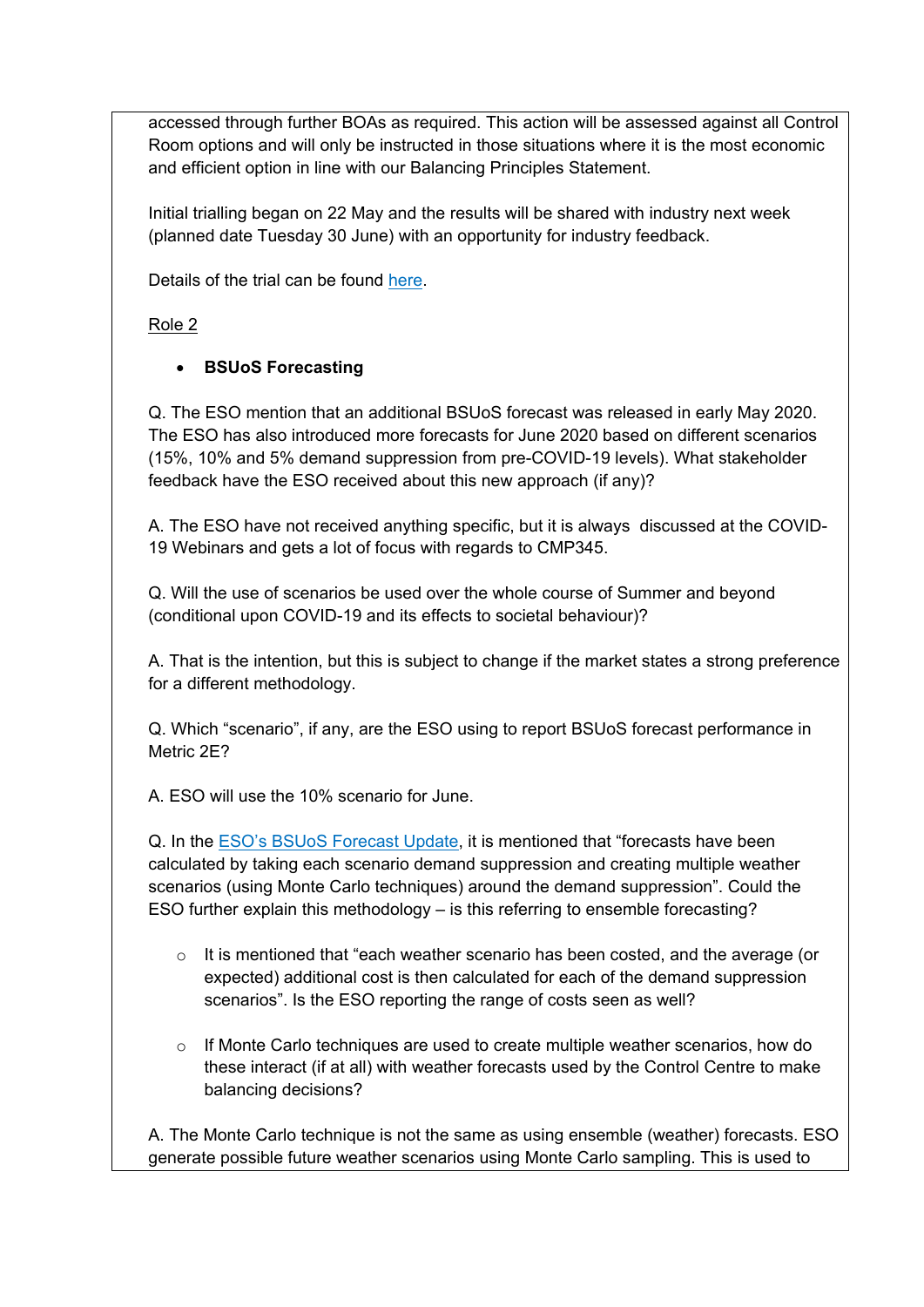accessed through further BOAs as required. This action will be assessed against all Control Room options and will only be instructed in those situations where it is the most economic and efficient option in line with our Balancing Principles Statement.

Initial trialling began on 22 May and the results will be shared with industry next week (planned date Tuesday 30 June) with an opportunity for industry feedback.

Details of the trial can be found here.

Role 2

- **BSUoS Forecasting**

Q. The ESO mention that an additional BSUoS forecast was released in early May 2020. The ESO has also introduced more forecasts for June 2020 based on different scenarios (15%, 10% and 5% demand suppression from pre-COVID-19 levels). What stakeholder feedback have the ESO received about this new approach (if any)?

A. The ESO have not received anything specific, but it is always discussed at the COVID-19 Webinars and gets a lot of focus with regards to CMP345.

Q. Will the use of scenarios be used over the whole course of Summer and beyond (conditional upon COVID-19 and its effects to societal behaviour)?

A. That is the intention, but this is subject to change if the market states a strong preference for a different methodology.

Q. Which "scenario", if any, are the ESO using to report BSUoS forecast performance in Metric 2E?

A. ESO will use the 10% scenario for June.

Q. In the ESO's BSUoS Forecast Update, it is mentioned that "forecasts have been calculated by taking each scenario demand suppression and creating multiple weather scenarios (using Monte Carlo techniques) around the demand suppression". Could the ESO further explain this methodology – is this referring to ensemble forecasting?

- It is mentioned that "each weather scenario has been costed, and the average (or expected) additional cost is then calculated for each of the demand suppression scenarios". Is the ESO reporting the range of costs seen as well?
- If Monte Carlo techniques are used to create multiple weather scenarios, how do these interact (if at all) with weather forecasts used by the Control Centre to make balancing decisions?

A. The Monte Carlo technique is not the same as using ensemble (weather) forecasts. ESO generate possible future weather scenarios using Monte Carlo sampling. This is used to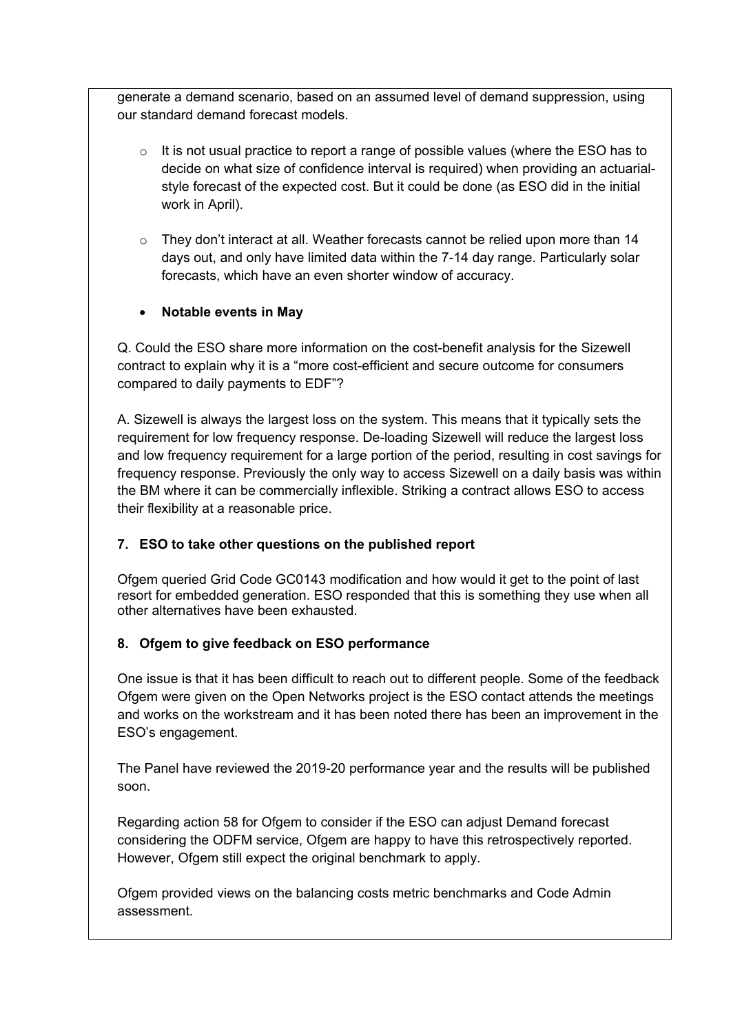generate a demand scenario, based on an assumed level of demand suppression, using our standard demand forecast models.

- It is not usual practice to report a range of possible values (where the ESO has to decide on what size of confidence interval is required) when providing an actuarial-style forecast of the expected cost. But it could be done (as ESO did in the initial work in April).

- They don't interact at all. Weather forecasts cannot be relied upon more than 14 days out, and only have limited data within the 7-14 day range. Particularly solar forecasts, which have an even shorter window of accuracy.

- **Notable events in May**

Q. Could the ESO share more information on the cost-benefit analysis for the Sizewell contract to explain why it is a "more cost-efficient and secure outcome for consumers compared to daily payments to EDF"?

A. Sizewell is always the largest loss on the system. This means that it typically sets the requirement for low frequency response. De-loading Sizewell will reduce the largest loss and low frequency requirement for a large portion of the period, resulting in cost savings for frequency response. Previously the only way to access Sizewell on a daily basis was within the BM where it can be commercially inflexible. Striking a contract allows ESO to access their flexibility at a reasonable price.

**7. ESO to take other questions on the published report**

Ofgem queried Grid Code GC0143 modification and how would it get to the point of last resort for embedded generation. ESO responded that this is something they use when all other alternatives have been exhausted.

**8. Ofgem to give feedback on ESO performance**

One issue is that it has been difficult to reach out to different people. Some of the feedback Ofgem were given on the Open Networks project is the ESO contact attends the meetings and works on the workstream and it has been noted there has been an improvement in the ESO's engagement.

The Panel have reviewed the 2019-20 performance year and the results will be published soon.

Regarding action 58 for Ofgem to consider if the ESO can adjust Demand forecast considering the ODFM service, Ofgem are happy to have this retrospectively reported. However, Ofgem still expect the original benchmark to apply.

Ofgem provided views on the balancing costs metric benchmarks and Code Admin assessment.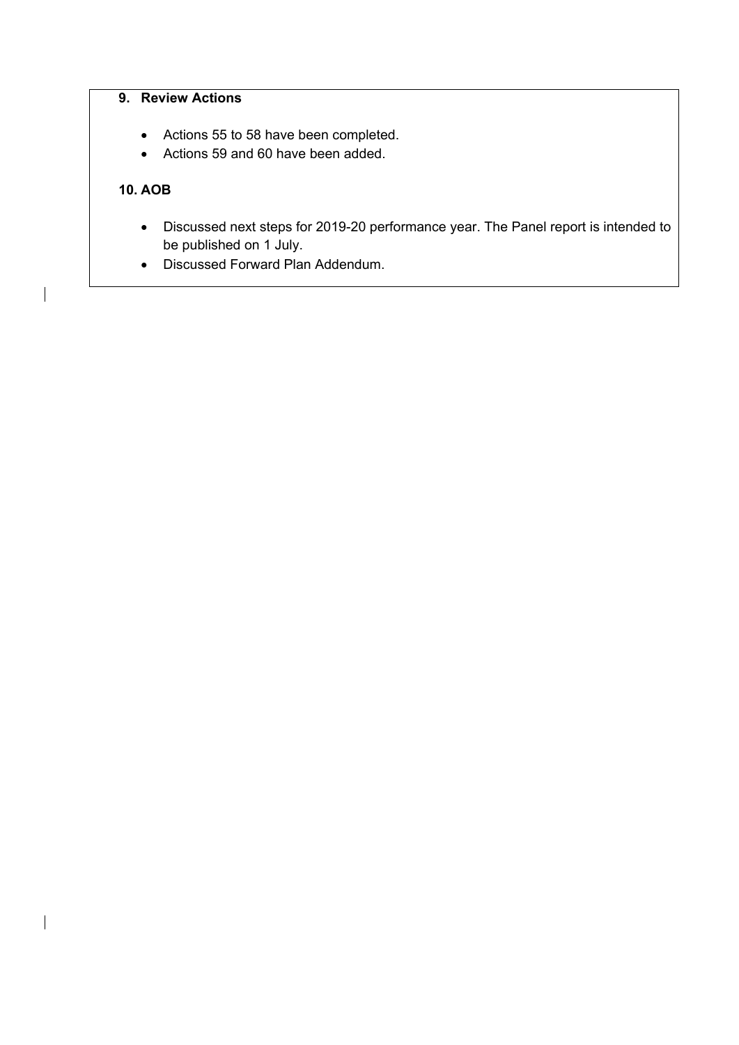**9. Review Actions**

- Actions 55 to 58 have been completed.
- Actions 59 and 60 have been added.

**10. AOB**

- Discussed next steps for 2019-20 performance year. The Panel report is intended to be published on 1 July.
- Discussed Forward Plan Addendum.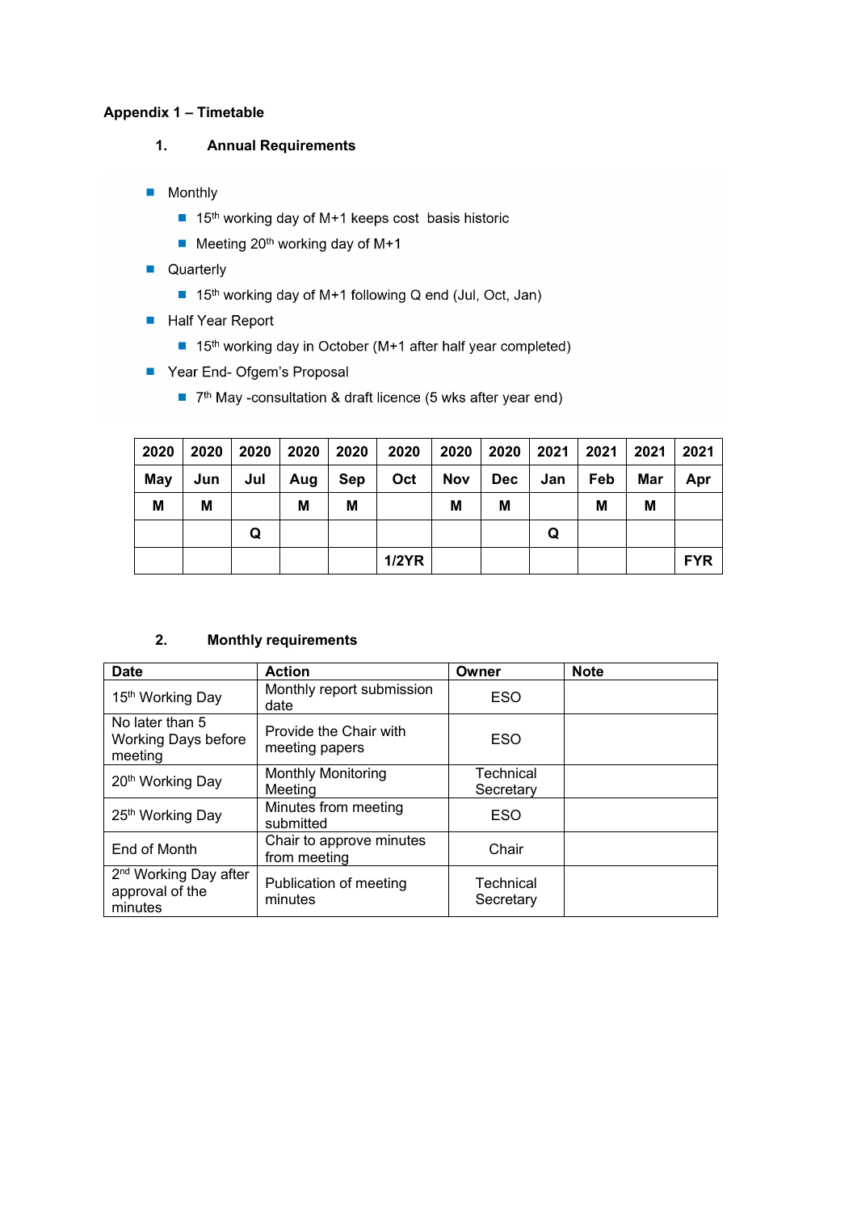**Appendix 1 – Timetable**

1. **Annual Requirements**

- Monthly
  - 15th working day of M+1 keeps cost basis historic
  - Meeting 20th working day of M+1
- Quarterly
  - 15th working day of M+1 following Q end (Jul, Oct, Jan)
- Half Year Report
  - 15th working day in October (M+1 after half year completed)
- Year End- Ofgem's Proposal
  - 7th May -consultation & draft licence (5 wks after year end)

| 2020 | 2020 | 2020 | 2020 | 2020 | 2020 | 2020 | 2020 | 2021 | 2021 | 2021 | 2021 |
|---|---|---|---|---|---|---|---|---|---|---|---|
| **May** | **Jun** | **Jul** | **Aug** | **Sep** | **Oct** | **Nov** | **Dec** | **Jan** | **Feb** | **Mar** | **Apr** |
| **M** | **M** | | **M** | **M** | | **M** | **M** | | **M** | **M** | |
| | | **Q** | | | | | | **Q** | | | |
| | | | | | **1/2YR** | | | | | | **FYR** |

2. **Monthly requirements**

| Date | Action | Owner | Note |
|---|---|---|---|
| 15th Working Day | Monthly report submission date | ESO | |
| No later than 5 Working Days before meeting | Provide the Chair with meeting papers | ESO | |
| 20th Working Day | Monthly Monitoring Meeting | Technical Secretary | |
| 25th Working Day | Minutes from meeting submitted | ESO | |
| End of Month | Chair to approve minutes from meeting | Chair | |
| 2nd Working Day after approval of the minutes | Publication of meeting minutes | Technical Secretary | |